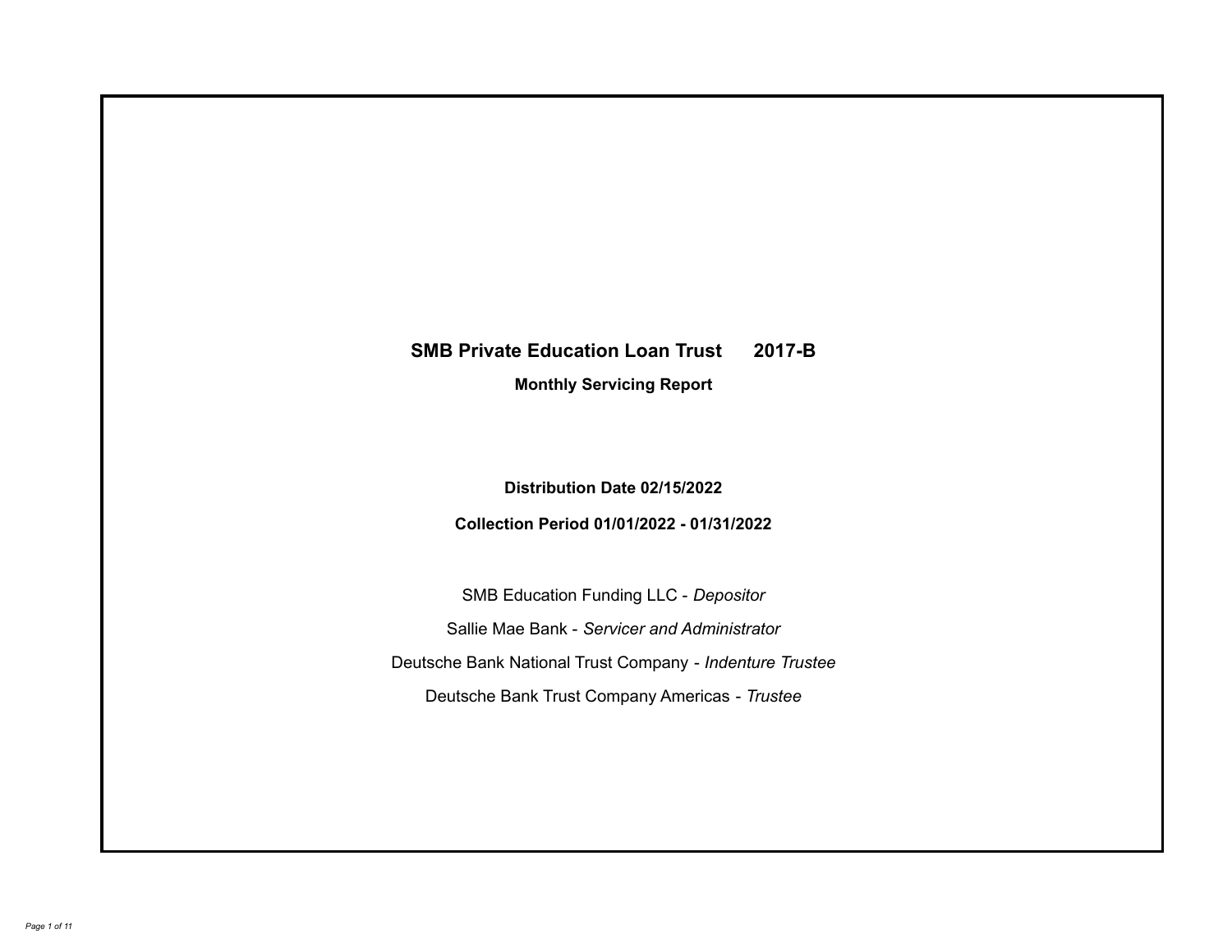# SMB Private Education Loan Trust 2017-B

## Monthly Servicing Report

**Distribution Date 02/15/2022**

**Collection Period 01/01/2022 - 01/31/2022**

SMB Education Funding LLC - *Depositor*

Sallie Mae Bank - *Servicer and Administrator*

Deutsche Bank National Trust Company - *Indenture Trustee*

Deutsche Bank Trust Company Americas - *Trustee*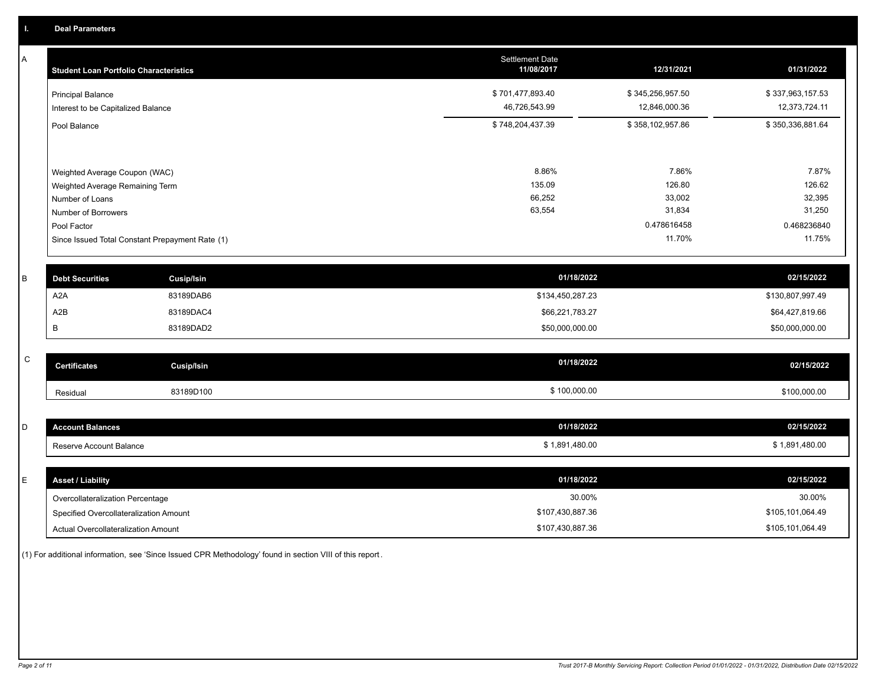## I. Deal Parameters

### A

| Student Loan Portfolio Characteristics | Settlement Date 11/08/2017 | 12/31/2021 | 01/31/2022 |
|---|---|---|---|
| Principal Balance | $ 701,477,893.40 | $ 345,256,957.50 | $ 337,963,157.53 |
| Interest to be Capitalized Balance | 46,726,543.99 | 12,846,000.36 | 12,373,724.11 |
| Pool Balance | $ 748,204,437.39 | $ 358,102,957.86 | $ 350,336,881.64 |
| Weighted Average Coupon (WAC) | 8.86% | 7.86% | 7.87% |
| Weighted Average Remaining Term | 135.09 | 126.80 | 126.62 |
| Number of Loans | 66,252 | 33,002 | 32,395 |
| Number of Borrowers | 63,554 | 31,834 | 31,250 |
| Pool Factor | | 0.478616458 | 0.468236840 |
| Since Issued Total Constant Prepayment Rate (1) | | 11.70% | 11.75% |

### B

| Debt Securities | Cusip/Isin | 01/18/2022 | 02/15/2022 |
|---|---|---|---|
| A2A | 83189DAB6 | $134,450,287.23 | $130,807,997.49 |
| A2B | 83189DAC4 | $66,221,783.27 | $64,427,819.66 |
| B | 83189DAD2 | $50,000,000.00 | $50,000,000.00 |

### C

| Certificates | Cusip/Isin | 01/18/2022 | 02/15/2022 |
|---|---|---|---|
| Residual | 83189D100 | $ 100,000.00 | $100,000.00 |

### D

| Account Balances | 01/18/2022 | 02/15/2022 |
|---|---|---|
| Reserve Account Balance | $ 1,891,480.00 | $ 1,891,480.00 |

### E

| Asset / Liability | 01/18/2022 | 02/15/2022 |
|---|---|---|
| Overcollateralization Percentage | 30.00% | 30.00% |
| Specified Overcollateralization Amount | $107,430,887.36 | $105,101,064.49 |
| Actual Overcollateralization Amount | $107,430,887.36 | $105,101,064.49 |

(1) For additional information, see 'Since Issued CPR Methodology' found in section VIII of this report.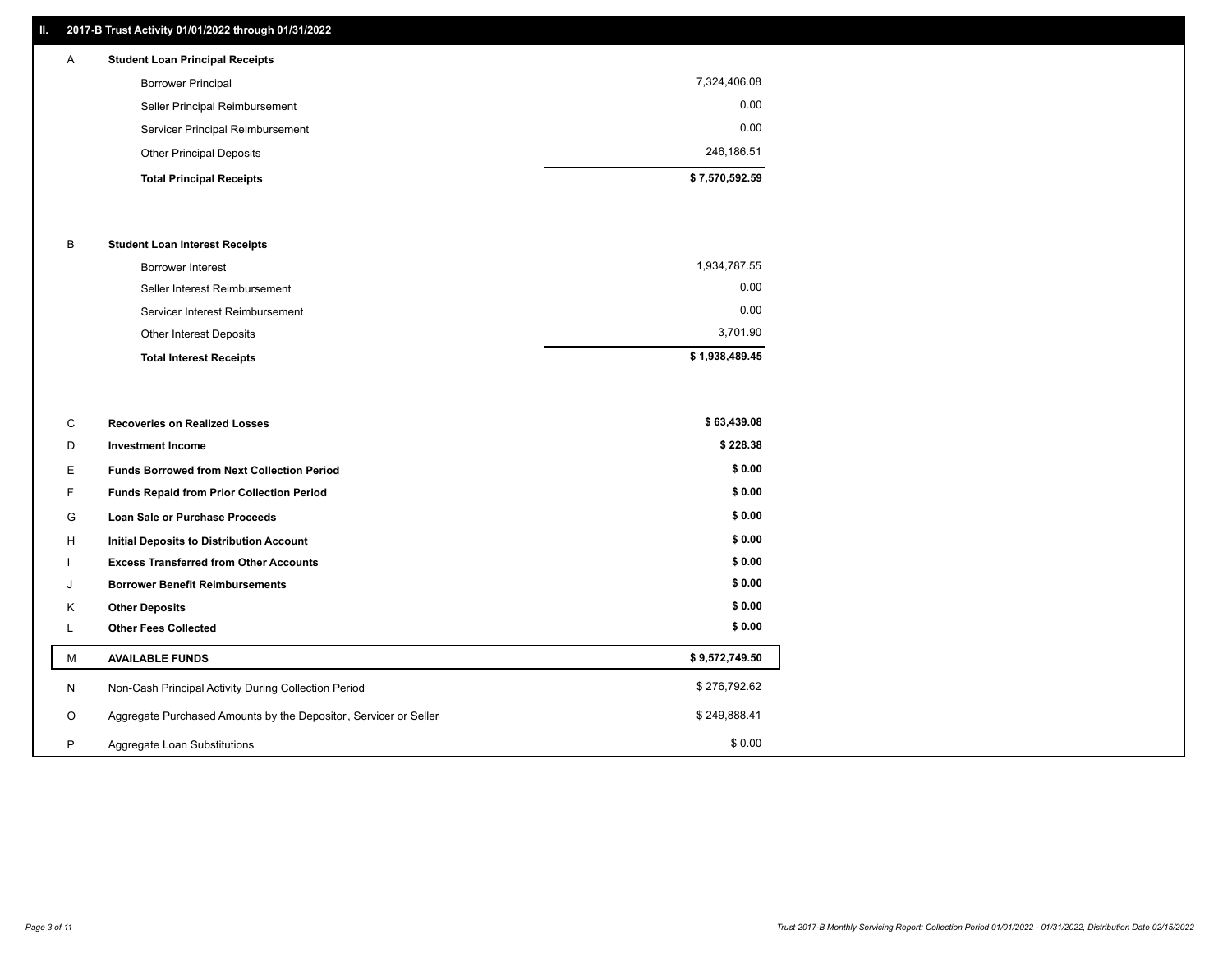## II. 2017-B Trust Activity 01/01/2022 through 01/31/2022

| | | |
|---|---|---|
| A | **Student Loan Principal Receipts** | |
| | Borrower Principal | 7,324,406.08 |
| | Seller Principal Reimbursement | 0.00 |
| | Servicer Principal Reimbursement | 0.00 |
| | Other Principal Deposits | 246,186.51 |
| | **Total Principal Receipts** | **$ 7,570,592.59** |
| B | **Student Loan Interest Receipts** | |
| | Borrower Interest | 1,934,787.55 |
| | Seller Interest Reimbursement | 0.00 |
| | Servicer Interest Reimbursement | 0.00 |
| | Other Interest Deposits | 3,701.90 |
| | **Total Interest Receipts** | **$ 1,938,489.45** |
| C | **Recoveries on Realized Losses** | **$ 63,439.08** |
| D | **Investment Income** | **$ 228.38** |
| E | **Funds Borrowed from Next Collection Period** | **$ 0.00** |
| F | **Funds Repaid from Prior Collection Period** | **$ 0.00** |
| G | **Loan Sale or Purchase Proceeds** | **$ 0.00** |
| H | **Initial Deposits to Distribution Account** | **$ 0.00** |
| I | **Excess Transferred from Other Accounts** | **$ 0.00** |
| J | **Borrower Benefit Reimbursements** | **$ 0.00** |
| K | **Other Deposits** | **$ 0.00** |
| L | **Other Fees Collected** | **$ 0.00** |
| M | **AVAILABLE FUNDS** | **$ 9,572,749.50** |
| N | Non-Cash Principal Activity During Collection Period | $ 276,792.62 |
| O | Aggregate Purchased Amounts by the Depositor, Servicer or Seller | $ 249,888.41 |
| P | Aggregate Loan Substitutions | $ 0.00 |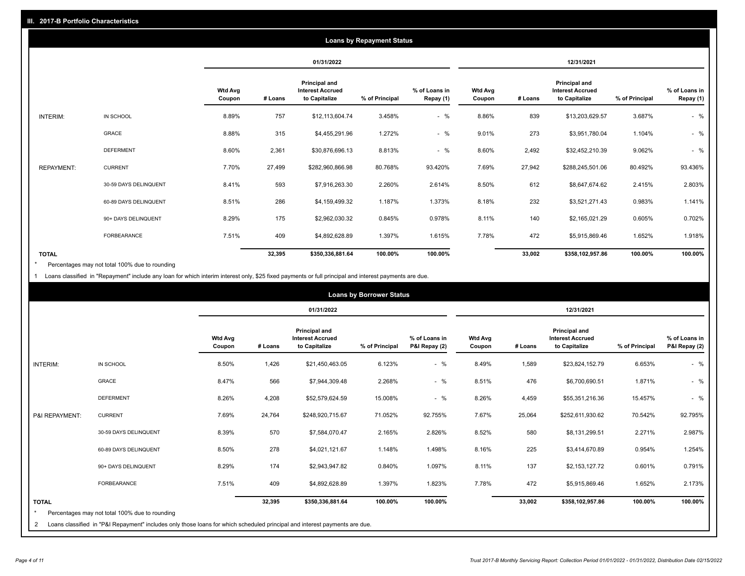## III. 2017-B Portfolio Characteristics

### Loans by Repayment Status

| | | 01/31/2022 | | | | | 12/31/2021 | | | | |
|---|---|---|---|---|---|---|---|---|---|---|---|
| | | Wtd Avg Coupon | # Loans | Principal and Interest Accrued to Capitalize | % of Principal | % of Loans in Repay (1) | Wtd Avg Coupon | # Loans | Principal and Interest Accrued to Capitalize | % of Principal | % of Loans in Repay (1) |
| INTERIM: | IN SCHOOL | 8.89% | 757 | $12,113,604.74 | 3.458% | - % | 8.86% | 839 | $13,203,629.57 | 3.687% | - % |
| | GRACE | 8.88% | 315 | $4,455,291.96 | 1.272% | - % | 9.01% | 273 | $3,951,780.04 | 1.104% | - % |
| | DEFERMENT | 8.60% | 2,361 | $30,876,696.13 | 8.813% | - % | 8.60% | 2,492 | $32,452,210.39 | 9.062% | - % |
| REPAYMENT: | CURRENT | 7.70% | 27,499 | $282,960,866.98 | 80.768% | 93.420% | 7.69% | 27,942 | $288,245,501.06 | 80.492% | 93.436% |
| | 30-59 DAYS DELINQUENT | 8.41% | 593 | $7,916,263.30 | 2.260% | 2.614% | 8.50% | 612 | $8,647,674.62 | 2.415% | 2.803% |
| | 60-89 DAYS DELINQUENT | 8.51% | 286 | $4,159,499.32 | 1.187% | 1.373% | 8.18% | 232 | $3,521,271.43 | 0.983% | 1.141% |
| | 90+ DAYS DELINQUENT | 8.29% | 175 | $2,962,030.32 | 0.845% | 0.978% | 8.11% | 140 | $2,165,021.29 | 0.605% | 0.702% |
| | FORBEARANCE | 7.51% | 409 | $4,892,628.89 | 1.397% | 1.615% | 7.78% | 472 | $5,915,869.46 | 1.652% | 1.918% |
| **TOTAL** | | | **32,395** | **$350,336,881.64** | **100.00%** | **100.00%** | | **33,002** | **$358,102,957.86** | **100.00%** | **100.00%** |

* Percentages may not total 100% due to rounding

1 Loans classified in "Repayment" include any loan for which interim interest only, $25 fixed payments or full principal and interest payments are due.

### Loans by Borrower Status

| | | 01/31/2022 | | | | | 12/31/2021 | | | | |
|---|---|---|---|---|---|---|---|---|---|---|---|
| | | Wtd Avg Coupon | # Loans | Principal and Interest Accrued to Capitalize | % of Principal | % of Loans in P&I Repay (2) | Wtd Avg Coupon | # Loans | Principal and Interest Accrued to Capitalize | % of Principal | % of Loans in P&I Repay (2) |
| INTERIM: | IN SCHOOL | 8.50% | 1,426 | $21,450,463.05 | 6.123% | - % | 8.49% | 1,589 | $23,824,152.79 | 6.653% | - % |
| | GRACE | 8.47% | 566 | $7,944,309.48 | 2.268% | - % | 8.51% | 476 | $6,700,690.51 | 1.871% | - % |
| | DEFERMENT | 8.26% | 4,208 | $52,579,624.59 | 15.008% | - % | 8.26% | 4,459 | $55,351,216.36 | 15.457% | - % |
| P&I REPAYMENT: | CURRENT | 7.69% | 24,764 | $248,920,715.67 | 71.052% | 92.755% | 7.67% | 25,064 | $252,611,930.62 | 70.542% | 92.795% |
| | 30-59 DAYS DELINQUENT | 8.39% | 570 | $7,584,070.47 | 2.165% | 2.826% | 8.52% | 580 | $8,131,299.51 | 2.271% | 2.987% |
| | 60-89 DAYS DELINQUENT | 8.50% | 278 | $4,021,121.67 | 1.148% | 1.498% | 8.16% | 225 | $3,414,670.89 | 0.954% | 1.254% |
| | 90+ DAYS DELINQUENT | 8.29% | 174 | $2,943,947.82 | 0.840% | 1.097% | 8.11% | 137 | $2,153,127.72 | 0.601% | 0.791% |
| | FORBEARANCE | 7.51% | 409 | $4,892,628.89 | 1.397% | 1.823% | 7.78% | 472 | $5,915,869.46 | 1.652% | 2.173% |
| **TOTAL** | | | **32,395** | **$350,336,881.64** | **100.00%** | **100.00%** | | **33,002** | **$358,102,957.86** | **100.00%** | **100.00%** |

* Percentages may not total 100% due to rounding

2 Loans classified in "P&I Repayment" includes only those loans for which scheduled principal and interest payments are due.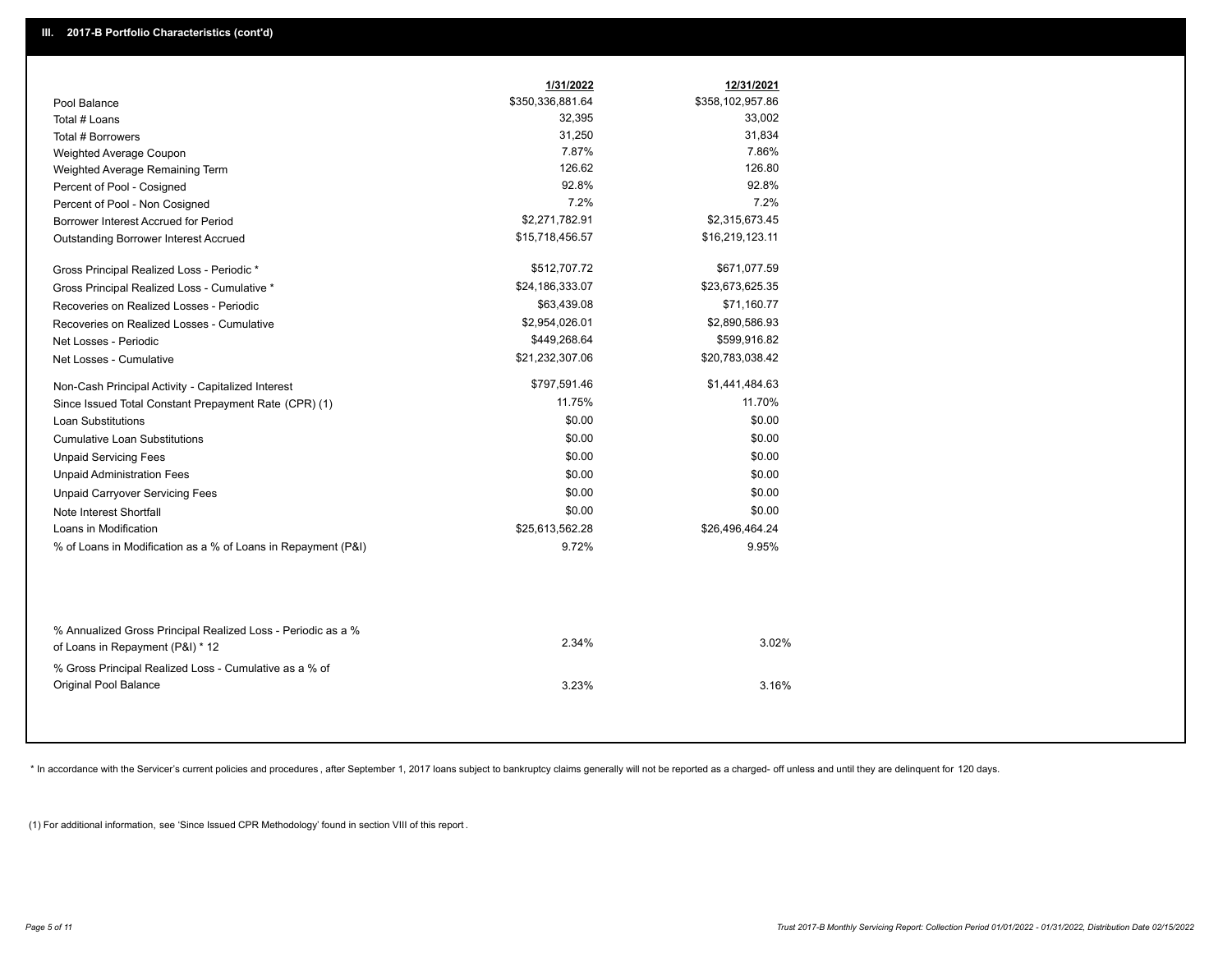## III. 2017-B Portfolio Characteristics (cont'd)

| | 1/31/2022 | 12/31/2021 |
|---|---|---|
| Pool Balance | $350,336,881.64 | $358,102,957.86 |
| Total # Loans | 32,395 | 33,002 |
| Total # Borrowers | 31,250 | 31,834 |
| Weighted Average Coupon | 7.87% | 7.86% |
| Weighted Average Remaining Term | 126.62 | 126.80 |
| Percent of Pool - Cosigned | 92.8% | 92.8% |
| Percent of Pool - Non Cosigned | 7.2% | 7.2% |
| Borrower Interest Accrued for Period | $2,271,782.91 | $2,315,673.45 |
| Outstanding Borrower Interest Accrued | $15,718,456.57 | $16,219,123.11 |
| Gross Principal Realized Loss - Periodic * | $512,707.72 | $671,077.59 |
| Gross Principal Realized Loss - Cumulative * | $24,186,333.07 | $23,673,625.35 |
| Recoveries on Realized Losses - Periodic | $63,439.08 | $71,160.77 |
| Recoveries on Realized Losses - Cumulative | $2,954,026.01 | $2,890,586.93 |
| Net Losses - Periodic | $449,268.64 | $599,916.82 |
| Net Losses - Cumulative | $21,232,307.06 | $20,783,038.42 |
| Non-Cash Principal Activity - Capitalized Interest | $797,591.46 | $1,441,484.63 |
| Since Issued Total Constant Prepayment Rate (CPR) (1) | 11.75% | 11.70% |
| Loan Substitutions | $0.00 | $0.00 |
| Cumulative Loan Substitutions | $0.00 | $0.00 |
| Unpaid Servicing Fees | $0.00 | $0.00 |
| Unpaid Administration Fees | $0.00 | $0.00 |
| Unpaid Carryover Servicing Fees | $0.00 | $0.00 |
| Note Interest Shortfall | $0.00 | $0.00 |
| Loans in Modification | $25,613,562.28 | $26,496,464.24 |
| % of Loans in Modification as a % of Loans in Repayment (P&I) | 9.72% | 9.95% |
| % Annualized Gross Principal Realized Loss - Periodic as a % of Loans in Repayment (P&I) * 12 | 2.34% | 3.02% |
| % Gross Principal Realized Loss - Cumulative as a % of Original Pool Balance | 3.23% | 3.16% |

* In accordance with the Servicer's current policies and procedures , after September 1, 2017 loans subject to bankruptcy claims generally will not be reported as a charged- off unless and until they are delinquent for 120 days.

(1) For additional information, see 'Since Issued CPR Methodology' found in section VIII of this report .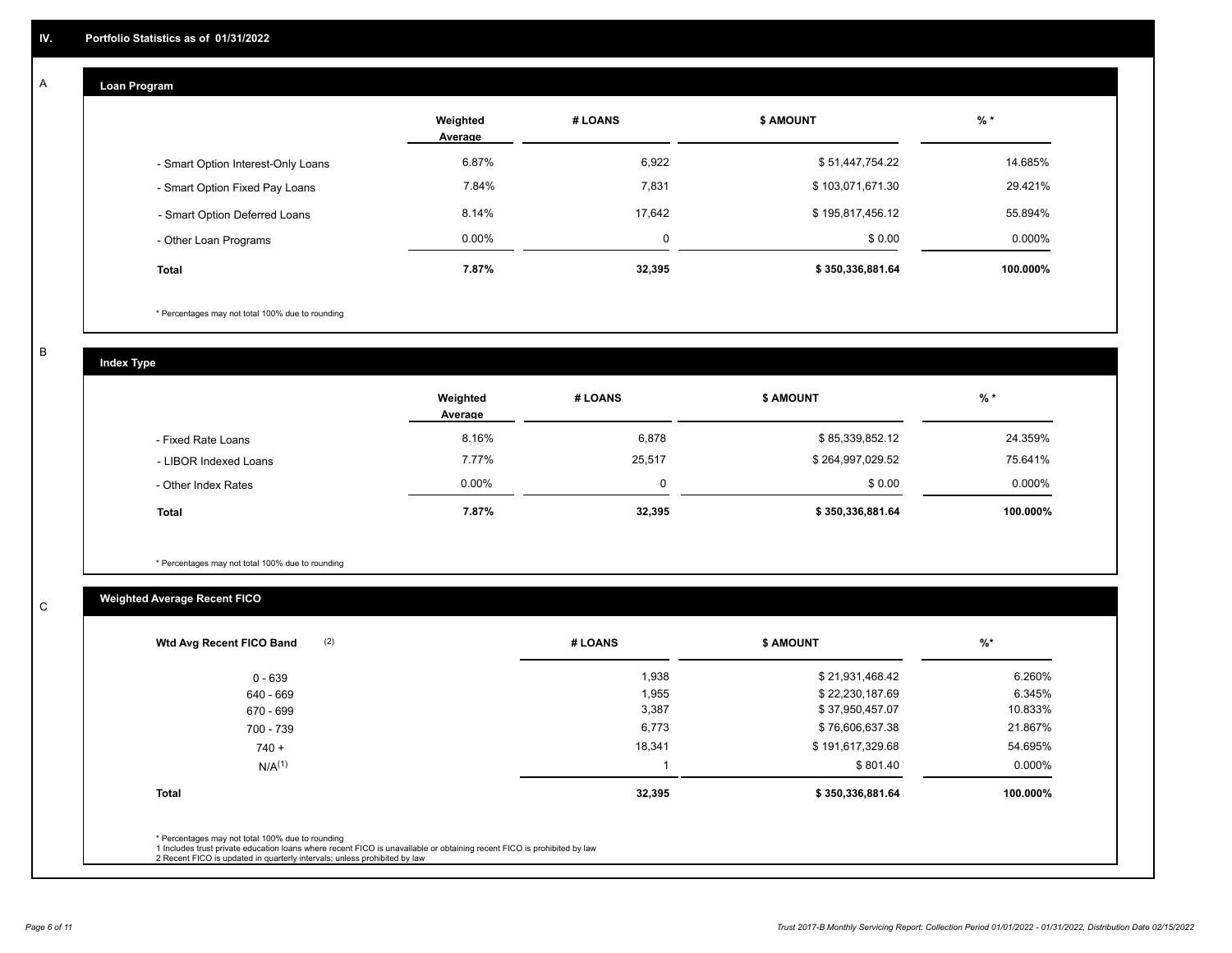## IV. Portfolio Statistics as of 01/31/2022

### A Loan Program

| | Weighted Average | # LOANS | $ AMOUNT | % * |
|---|---|---|---|---|
| - Smart Option Interest-Only Loans | 6.87% | 6,922 | $ 51,447,754.22 | 14.685% |
| - Smart Option Fixed Pay Loans | 7.84% | 7,831 | $ 103,071,671.30 | 29.421% |
| - Smart Option Deferred Loans | 8.14% | 17,642 | $ 195,817,456.12 | 55.894% |
| - Other Loan Programs | 0.00% | 0 | $ 0.00 | 0.000% |
| **Total** | **7.87%** | **32,395** | **$ 350,336,881.64** | **100.000%** |

\* Percentages may not total 100% due to rounding

### B Index Type

| | Weighted Average | # LOANS | $ AMOUNT | % * |
|---|---|---|---|---|
| - Fixed Rate Loans | 8.16% | 6,878 | $ 85,339,852.12 | 24.359% |
| - LIBOR Indexed Loans | 7.77% | 25,517 | $ 264,997,029.52 | 75.641% |
| - Other Index Rates | 0.00% | 0 | $ 0.00 | 0.000% |
| **Total** | **7.87%** | **32,395** | **$ 350,336,881.64** | **100.000%** |

\* Percentages may not total 100% due to rounding

### C Weighted Average Recent FICO

| Wtd Avg Recent FICO Band (2) | # LOANS | $ AMOUNT | %* |
|---|---|---|---|
| 0 - 639 | 1,938 | $ 21,931,468.42 | 6.260% |
| 640 - 669 | 1,955 | $ 22,230,187.69 | 6.345% |
| 670 - 699 | 3,387 | $ 37,950,457.07 | 10.833% |
| 700 - 739 | 6,773 | $ 76,606,637.38 | 21.867% |
| 740 + | 18,341 | $ 191,617,329.68 | 54.695% |
| N/A(1) | 1 | $ 801.40 | 0.000% |
| **Total** | **32,395** | **$ 350,336,881.64** | **100.000%** |

\* Percentages may not total 100% due to rounding
1 Includes trust private education loans where recent FICO is unavailable or obtaining recent FICO is prohibited by law
2 Recent FICO is updated in quarterly intervals; unless prohibited by law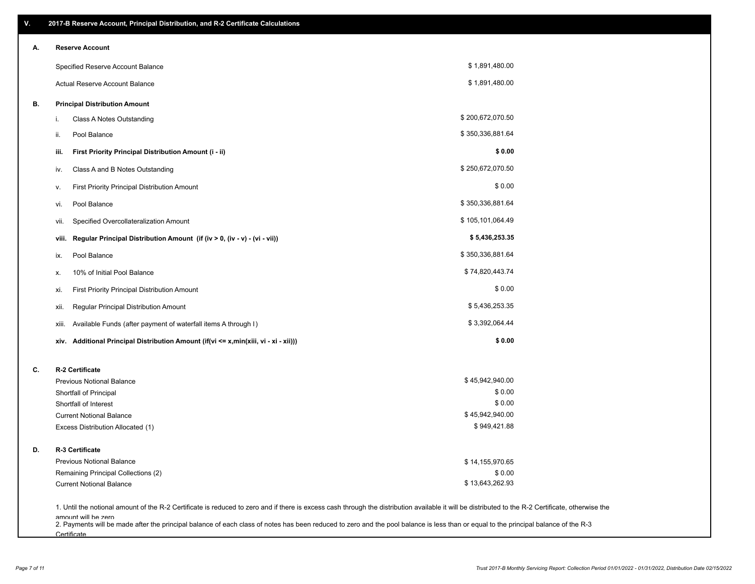## V. 2017-B Reserve Account, Principal Distribution, and R-2 Certificate Calculations

### A. Reserve Account

| | |
|---|---|
| Specified Reserve Account Balance | $ 1,891,480.00 |
| Actual Reserve Account Balance | $ 1,891,480.00 |

### B. Principal Distribution Amount

| | | |
|---|---|---|
| i. | Class A Notes Outstanding | $ 200,672,070.50 |
| ii. | Pool Balance | $ 350,336,881.64 |
| **iii.** | **First Priority Principal Distribution Amount (i - ii)** | **$ 0.00** |
| iv. | Class A and B Notes Outstanding | $ 250,672,070.50 |
| v. | First Priority Principal Distribution Amount | $ 0.00 |
| vi. | Pool Balance | $ 350,336,881.64 |
| vii. | Specified Overcollateralization Amount | $ 105,101,064.49 |
| **viii.** | **Regular Principal Distribution Amount (if (iv > 0, (iv - v) - (vi - vii))** | **$ 5,436,253.35** |
| ix. | Pool Balance | $ 350,336,881.64 |
| x. | 10% of Initial Pool Balance | $ 74,820,443.74 |
| xi. | First Priority Principal Distribution Amount | $ 0.00 |
| xii. | Regular Principal Distribution Amount | $ 5,436,253.35 |
| xiii. | Available Funds (after payment of waterfall items A through I) | $ 3,392,064.44 |
| **xiv.** | **Additional Principal Distribution Amount (if(vi <= x,min(xiii, vi - xi - xii)))** | **$ 0.00** |

### C. R-2 Certificate

| | |
|---|---|
| Previous Notional Balance | $ 45,942,940.00 |
| Shortfall of Principal | $ 0.00 |
| Shortfall of Interest | $ 0.00 |
| Current Notional Balance | $ 45,942,940.00 |
| Excess Distribution Allocated (1) | $ 949,421.88 |

### D. R-3 Certificate

| | |
|---|---|
| Previous Notional Balance | $ 14,155,970.65 |
| Remaining Principal Collections (2) | $ 0.00 |
| Current Notional Balance | $ 13,643,262.93 |

1. Until the notional amount of the R-2 Certificate is reduced to zero and if there is excess cash through the distribution available it will be distributed to the R-2 Certificate, otherwise the amount will be zero
2. Payments will be made after the principal balance of each class of notes has been reduced to zero and the pool balance is less than or equal to the principal balance of the R-3 Certificate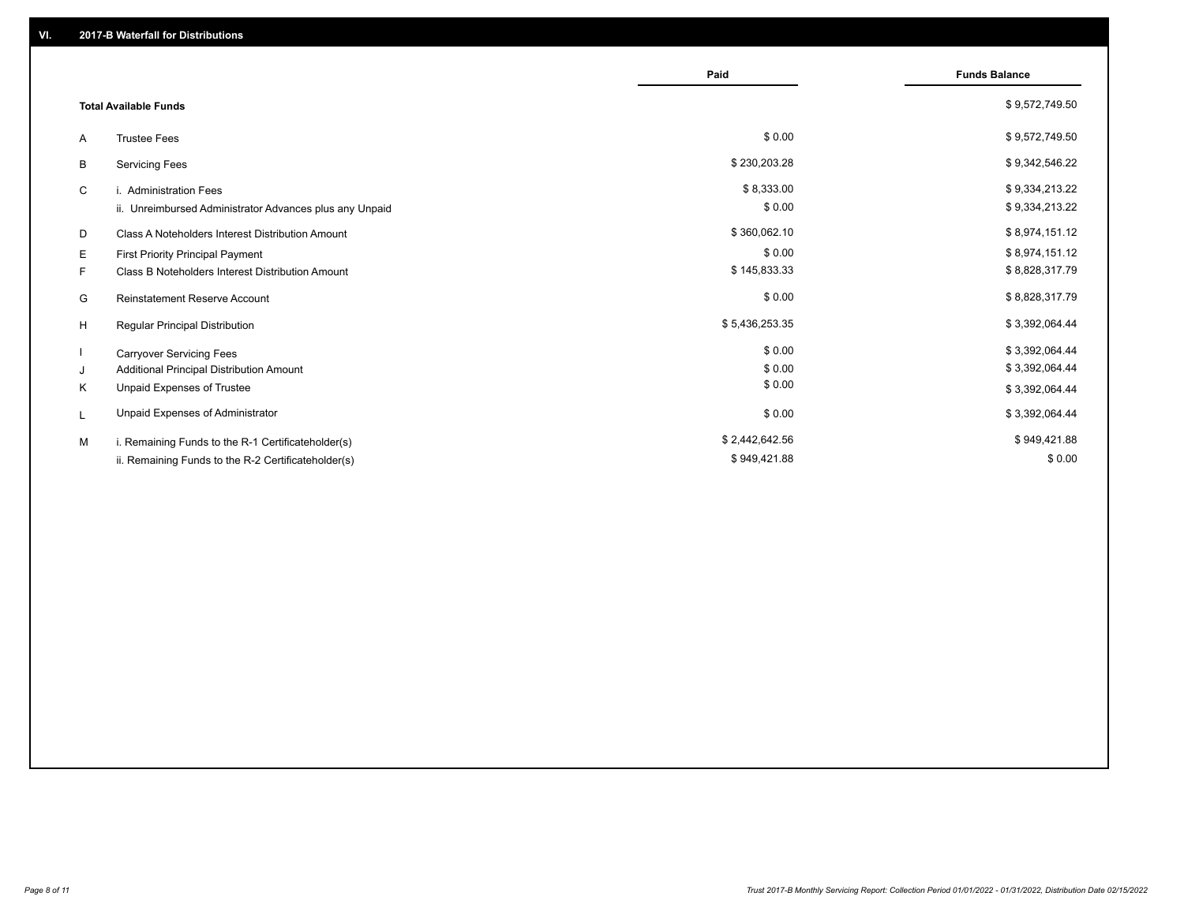## VI. 2017-B Waterfall for Distributions

| | | Paid | Funds Balance |
|---|---|---|---|
| | **Total Available Funds** | | $ 9,572,749.50 |
| A | Trustee Fees | $ 0.00 | $ 9,572,749.50 |
| B | Servicing Fees | $ 230,203.28 | $ 9,342,546.22 |
| C | i. Administration Fees | $ 8,333.00 | $ 9,334,213.22 |
| | ii. Unreimbursed Administrator Advances plus any Unpaid | $ 0.00 | $ 9,334,213.22 |
| D | Class A Noteholders Interest Distribution Amount | $ 360,062.10 | $ 8,974,151.12 |
| E | First Priority Principal Payment | $ 0.00 | $ 8,974,151.12 |
| F | Class B Noteholders Interest Distribution Amount | $ 145,833.33 | $ 8,828,317.79 |
| G | Reinstatement Reserve Account | $ 0.00 | $ 8,828,317.79 |
| H | Regular Principal Distribution | $ 5,436,253.35 | $ 3,392,064.44 |
| I | Carryover Servicing Fees | $ 0.00 | $ 3,392,064.44 |
| J | Additional Principal Distribution Amount | $ 0.00 | $ 3,392,064.44 |
| K | Unpaid Expenses of Trustee | $ 0.00 | $ 3,392,064.44 |
| L | Unpaid Expenses of Administrator | $ 0.00 | $ 3,392,064.44 |
| M | i. Remaining Funds to the R-1 Certificateholder(s) | $ 2,442,642.56 | $ 949,421.88 |
| | ii. Remaining Funds to the R-2 Certificateholder(s) | $ 949,421.88 | $ 0.00 |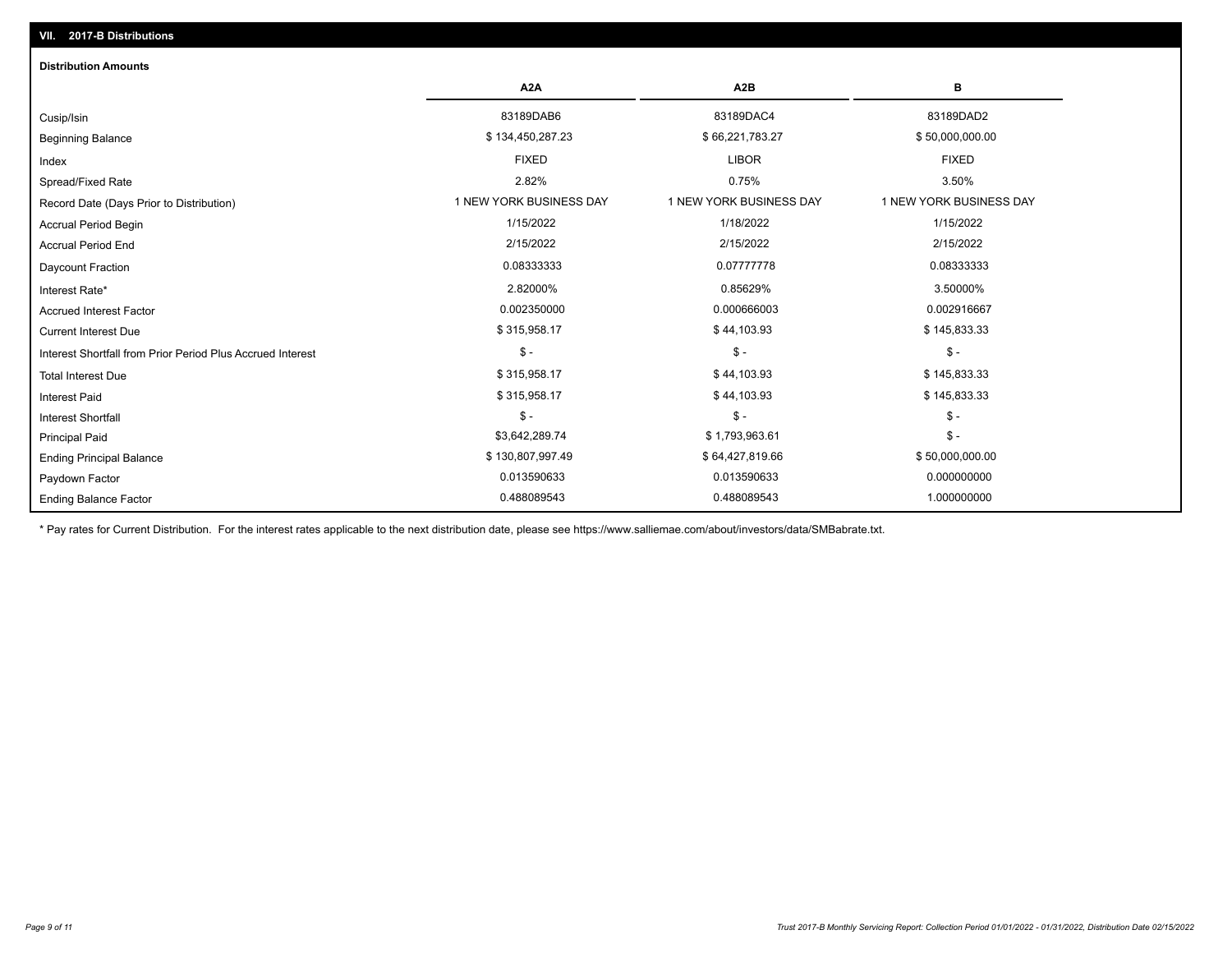## VII. 2017-B Distributions

### Distribution Amounts

| | A2A | A2B | B |
|---|---|---|---|
| Cusip/Isin | 83189DAB6 | 83189DAC4 | 83189DAD2 |
| Beginning Balance | $ 134,450,287.23 | $ 66,221,783.27 | $ 50,000,000.00 |
| Index | FIXED | LIBOR | FIXED |
| Spread/Fixed Rate | 2.82% | 0.75% | 3.50% |
| Record Date (Days Prior to Distribution) | 1 NEW YORK BUSINESS DAY | 1 NEW YORK BUSINESS DAY | 1 NEW YORK BUSINESS DAY |
| Accrual Period Begin | 1/15/2022 | 1/18/2022 | 1/15/2022 |
| Accrual Period End | 2/15/2022 | 2/15/2022 | 2/15/2022 |
| Daycount Fraction | 0.08333333 | 0.07777778 | 0.08333333 |
| Interest Rate* | 2.82000% | 0.85629% | 3.50000% |
| Accrued Interest Factor | 0.002350000 | 0.000666003 | 0.002916667 |
| Current Interest Due | $ 315,958.17 | $ 44,103.93 | $ 145,833.33 |
| Interest Shortfall from Prior Period Plus Accrued Interest | $ - | $ - | $ - |
| Total Interest Due | $ 315,958.17 | $ 44,103.93 | $ 145,833.33 |
| Interest Paid | $ 315,958.17 | $ 44,103.93 | $ 145,833.33 |
| Interest Shortfall | $ - | $ - | $ - |
| Principal Paid | $3,642,289.74 | $ 1,793,963.61 | $ - |
| Ending Principal Balance | $ 130,807,997.49 | $ 64,427,819.66 | $ 50,000,000.00 |
| Paydown Factor | 0.013590633 | 0.013590633 | 0.000000000 |
| Ending Balance Factor | 0.488089543 | 0.488089543 | 1.000000000 |

* Pay rates for Current Distribution. For the interest rates applicable to the next distribution date, please see https://www.salliemae.com/about/investors/data/SMBabrate.txt.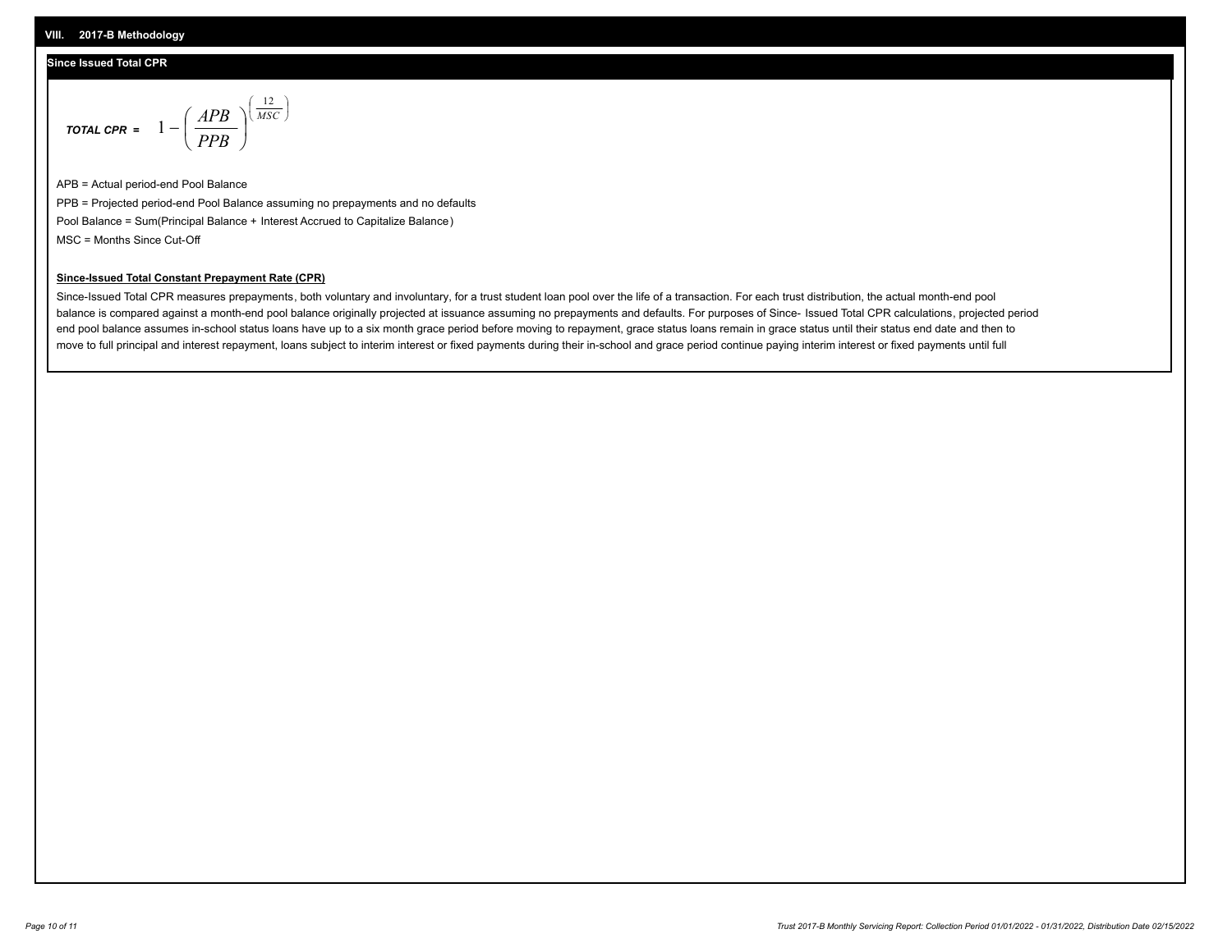## VIII. 2017-B Methodology

### Since Issued Total CPR

$$\textit{TOTAL CPR} = 1 - \left( \frac{APB}{PPB} \right)^{\left( \frac{12}{MSC} \right)}$$

APB = Actual period-end Pool Balance

PPB = Projected period-end Pool Balance assuming no prepayments and no defaults

Pool Balance = Sum(Principal Balance + Interest Accrued to Capitalize Balance)

MSC = Months Since Cut-Off

**Since-Issued Total Constant Prepayment Rate (CPR)**

Since-Issued Total CPR measures prepayments, both voluntary and involuntary, for a trust student loan pool over the life of a transaction. For each trust distribution, the actual month-end pool balance is compared against a month-end pool balance originally projected at issuance assuming no prepayments and defaults. For purposes of Since- Issued Total CPR calculations, projected period end pool balance assumes in-school status loans have up to a six month grace period before moving to repayment, grace status loans remain in grace status until their status end date and then to move to full principal and interest repayment, loans subject to interim interest or fixed payments during their in-school and grace period continue paying interim interest or fixed payments until full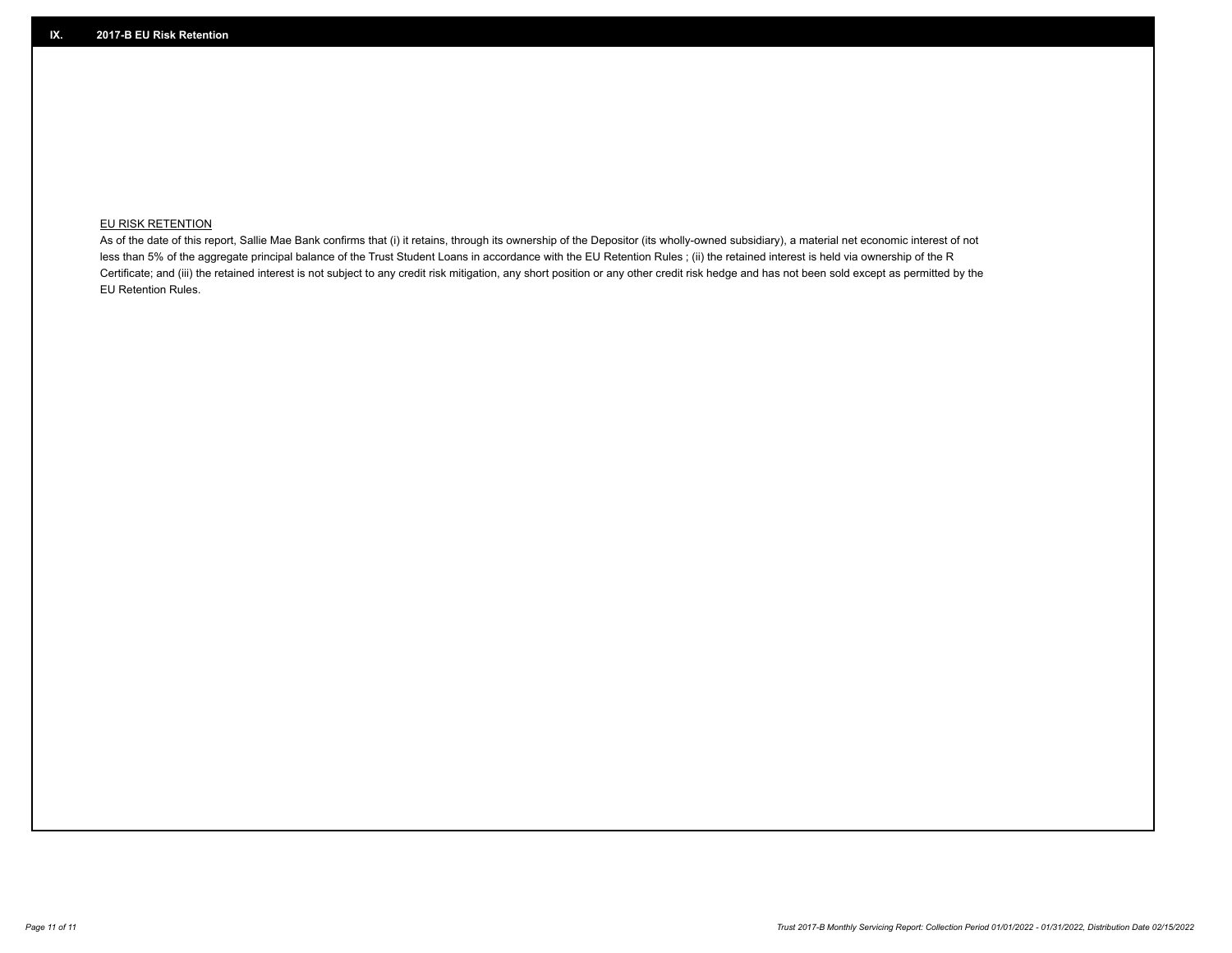## IX. 2017-B EU Risk Retention

EU RISK RETENTION

As of the date of this report, Sallie Mae Bank confirms that (i) it retains, through its ownership of the Depositor (its wholly-owned subsidiary), a material net economic interest of not less than 5% of the aggregate principal balance of the Trust Student Loans in accordance with the EU Retention Rules ; (ii) the retained interest is held via ownership of the R Certificate; and (iii) the retained interest is not subject to any credit risk mitigation, any short position or any other credit risk hedge and has not been sold except as permitted by the EU Retention Rules.